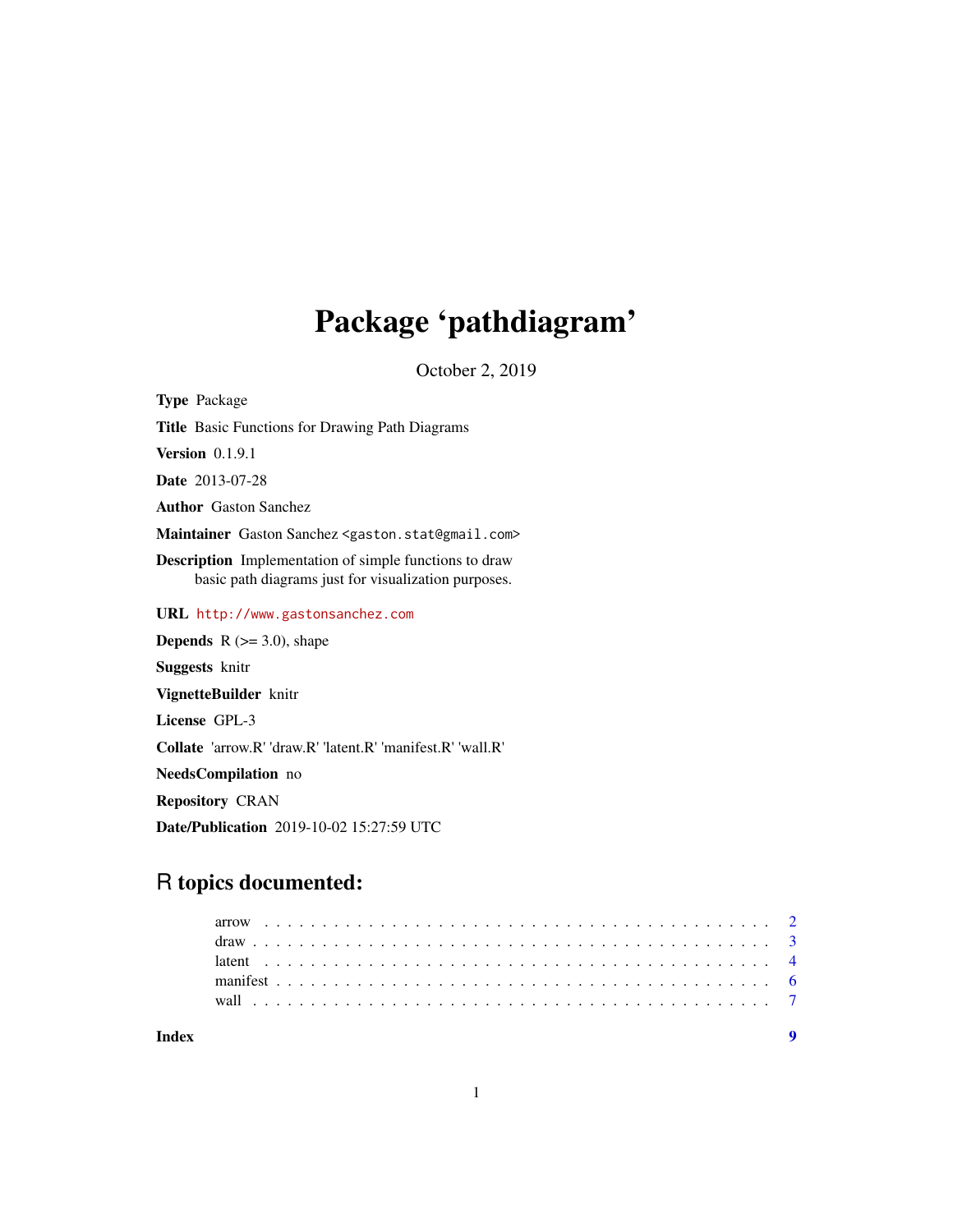# Package 'pathdiagram'

October 2, 2019

**Type** Package

**Title** Basic Functions for Drawing Path Diagrams

**Version** 0.1.9.1

**Date** 2013-07-28

**Author** Gaston Sanchez

**Maintainer** Gaston Sanchez <gaston.stat@gmail.com>

**Description** Implementation of simple functions to draw basic path diagrams just for visualization purposes.

**URL** http://www.gastonsanchez.com

**Depends** R (>= 3.0), shape

**Suggests** knitr

**VignetteBuilder** knitr

**License** GPL-3

**Collate** 'arrow.R' 'draw.R' 'latent.R' 'manifest.R' 'wall.R'

**NeedsCompilation** no

**Repository** CRAN

**Date/Publication** 2019-10-02 15:27:59 UTC

## R topics documented:

- arrow . . . . . . . . . . . . . . . . . . . . . . . . . . . . . . . . . . . . . . . . . . 2
- draw . . . . . . . . . . . . . . . . . . . . . . . . . . . . . . . . . . . . . . . . . . . 3
- latent . . . . . . . . . . . . . . . . . . . . . . . . . . . . . . . . . . . . . . . . . . 4
- manifest . . . . . . . . . . . . . . . . . . . . . . . . . . . . . . . . . . . . . . . . . 6
- wall . . . . . . . . . . . . . . . . . . . . . . . . . . . . . . . . . . . . . . . . . . . 7

**Index** 9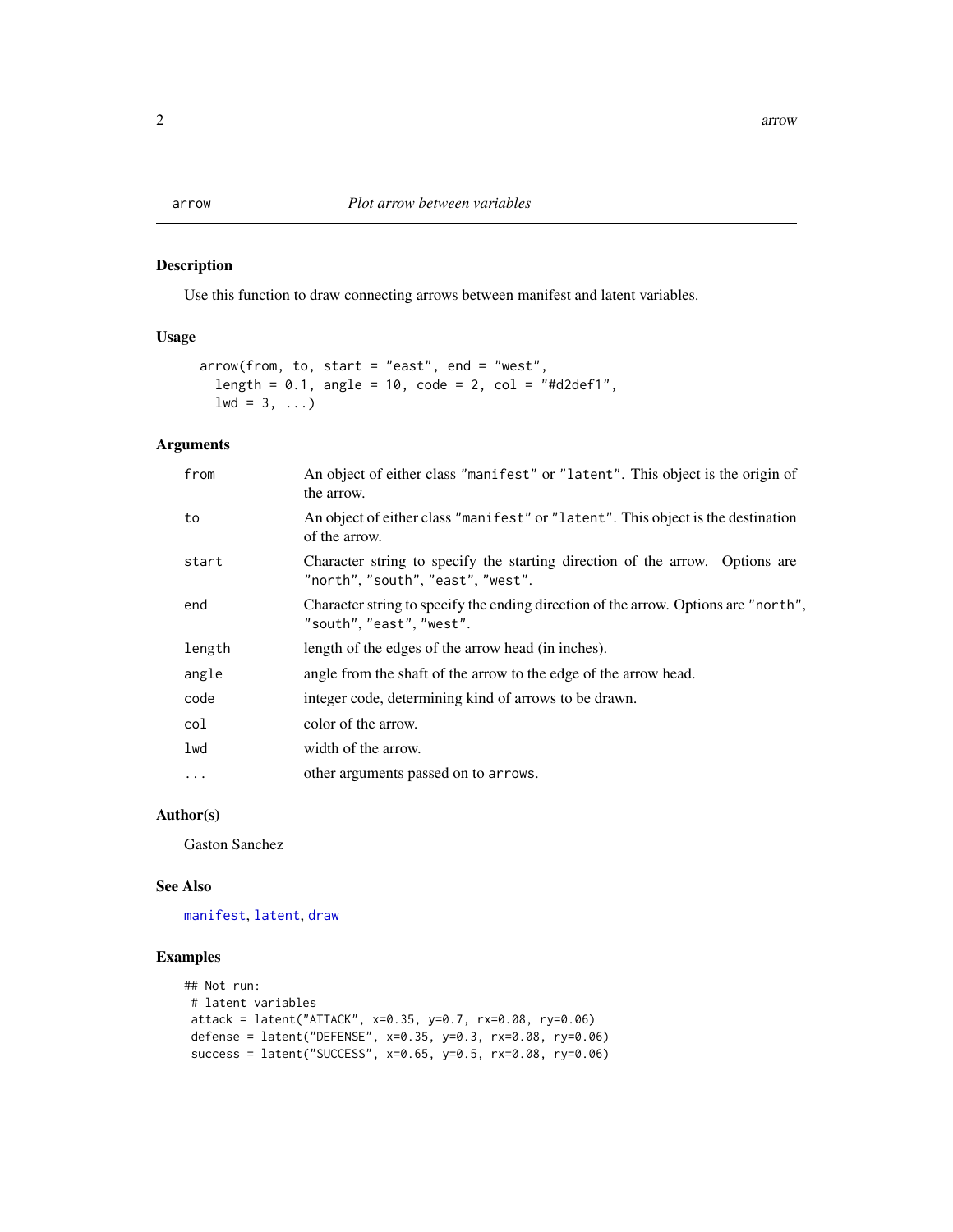# arrow — *Plot arrow between variables*

## Description

Use this function to draw connecting arrows between manifest and latent variables.

## Usage

```
arrow(from, to, start = "east", end = "west",
  length = 0.1, angle = 10, code = 2, col = "#d2def1",
  lwd = 3, ...)
```

## Arguments

| | |
|---|---|
| `from` | An object of either class `"manifest"` or `"latent"`. This object is the origin of the arrow. |
| `to` | An object of either class `"manifest"` or `"latent"`. This object is the destination of the arrow. |
| `start` | Character string to specify the starting direction of the arrow. Options are `"north"`, `"south"`, `"east"`, `"west"`. |
| `end` | Character string to specify the ending direction of the arrow. Options are `"north"`, `"south"`, `"east"`, `"west"`. |
| `length` | length of the edges of the arrow head (in inches). |
| `angle` | angle from the shaft of the arrow to the edge of the arrow head. |
| `code` | integer code, determining kind of arrows to be drawn. |
| `col` | color of the arrow. |
| `lwd` | width of the arrow. |
| `...` | other arguments passed on to `arrows`. |

## Author(s)

Gaston Sanchez

## See Also

`manifest`, `latent`, `draw`

## Examples

```
## Not run:
 # latent variables
 attack = latent("ATTACK", x=0.35, y=0.7, rx=0.08, ry=0.06)
 defense = latent("DEFENSE", x=0.35, y=0.3, rx=0.08, ry=0.06)
 success = latent("SUCCESS", x=0.65, y=0.5, rx=0.08, ry=0.06)
```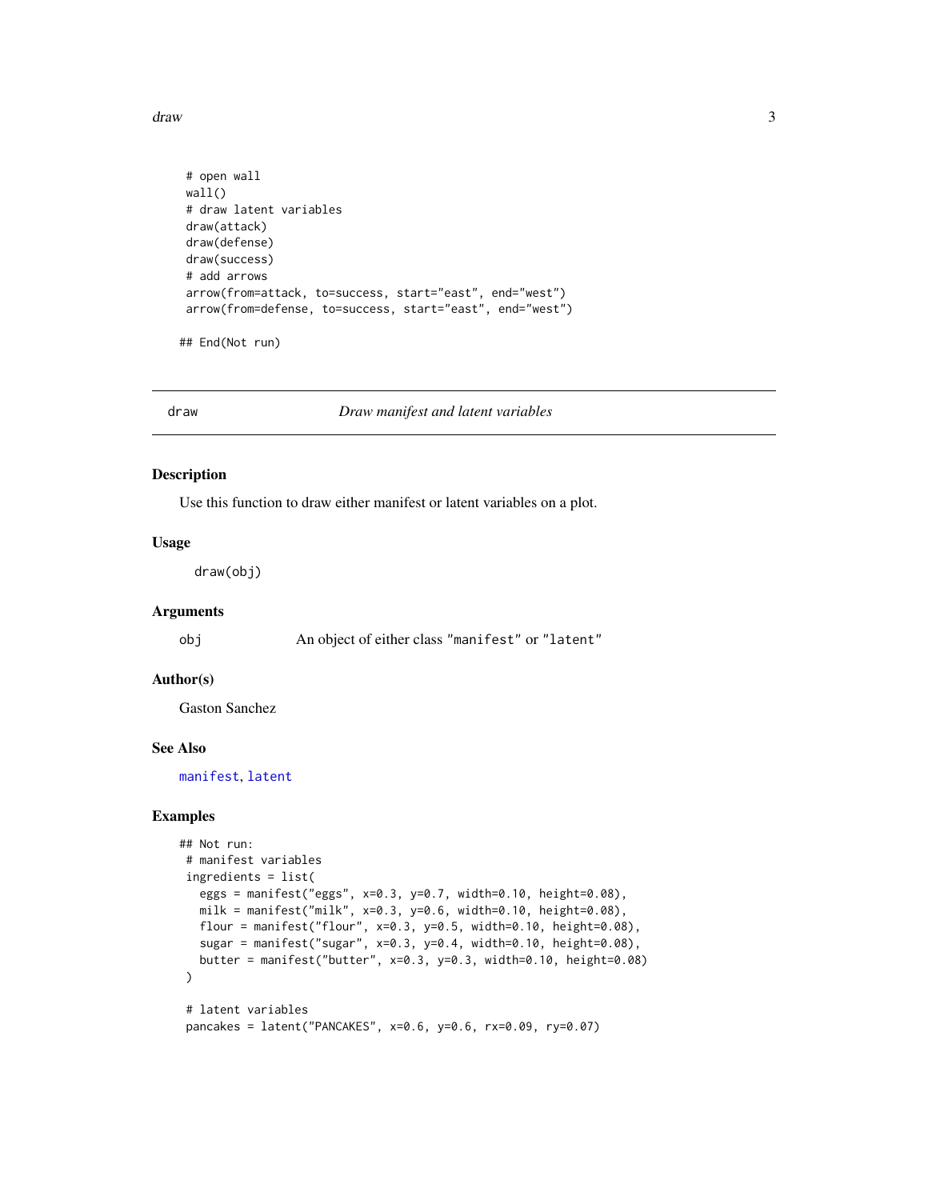```
 # open wall
 wall()
 # draw latent variables
 draw(attack)
 draw(defense)
 draw(success)
 # add arrows
 arrow(from=attack, to=success, start="east", end="west")
 arrow(from=defense, to=success, start="east", end="west")

## End(Not run)
```

---

## draw — *Draw manifest and latent variables*

### Description

Use this function to draw either manifest or latent variables on a plot.

### Usage

```
draw(obj)
```

### Arguments

| | |
|---|---|
| obj | An object of either class "manifest" or "latent" |

### Author(s)

Gaston Sanchez

### See Also

manifest, latent

### Examples

```
## Not run:
 # manifest variables
 ingredients = list(
   eggs = manifest("eggs", x=0.3, y=0.7, width=0.10, height=0.08),
   milk = manifest("milk", x=0.3, y=0.6, width=0.10, height=0.08),
   flour = manifest("flour", x=0.3, y=0.5, width=0.10, height=0.08),
   sugar = manifest("sugar", x=0.3, y=0.4, width=0.10, height=0.08),
   butter = manifest("butter", x=0.3, y=0.3, width=0.10, height=0.08)
 )

 # latent variables
 pancakes = latent("PANCAKES", x=0.6, y=0.6, rx=0.09, ry=0.07)
```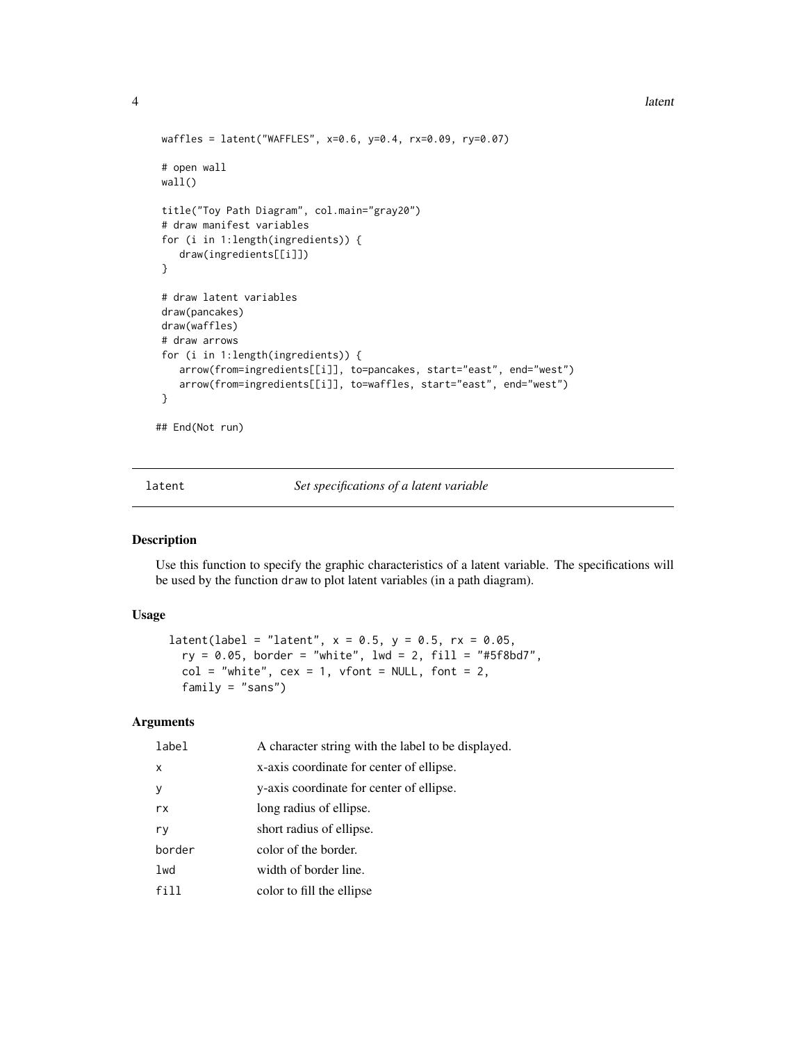```
 waffles = latent("WAFFLES", x=0.6, y=0.4, rx=0.09, ry=0.07)

 # open wall
 wall()

 title("Toy Path Diagram", col.main="gray20")
 # draw manifest variables
 for (i in 1:length(ingredients)) {
    draw(ingredients[[i]])
 }

 # draw latent variables
 draw(pancakes)
 draw(waffles)
 # draw arrows
 for (i in 1:length(ingredients)) {
    arrow(from=ingredients[[i]], to=pancakes, start="east", end="west")
    arrow(from=ingredients[[i]], to=waffles, start="east", end="west")
 }

## End(Not run)
```

---

## latent — *Set specifications of a latent variable*

### Description

Use this function to specify the graphic characteristics of a latent variable. The specifications will be used by the function `draw` to plot latent variables (in a path diagram).

### Usage

```
latent(label = "latent", x = 0.5, y = 0.5, rx = 0.05,
  ry = 0.05, border = "white", lwd = 2, fill = "#5f8bd7",
  col = "white", cex = 1, vfont = NULL, font = 2,
  family = "sans")
```

### Arguments

| | |
|---|---|
| `label` | A character string with the label to be displayed. |
| `x` | x-axis coordinate for center of ellipse. |
| `y` | y-axis coordinate for center of ellipse. |
| `rx` | long radius of ellipse. |
| `ry` | short radius of ellipse. |
| `border` | color of the border. |
| `lwd` | width of border line. |
| `fill` | color to fill the ellipse |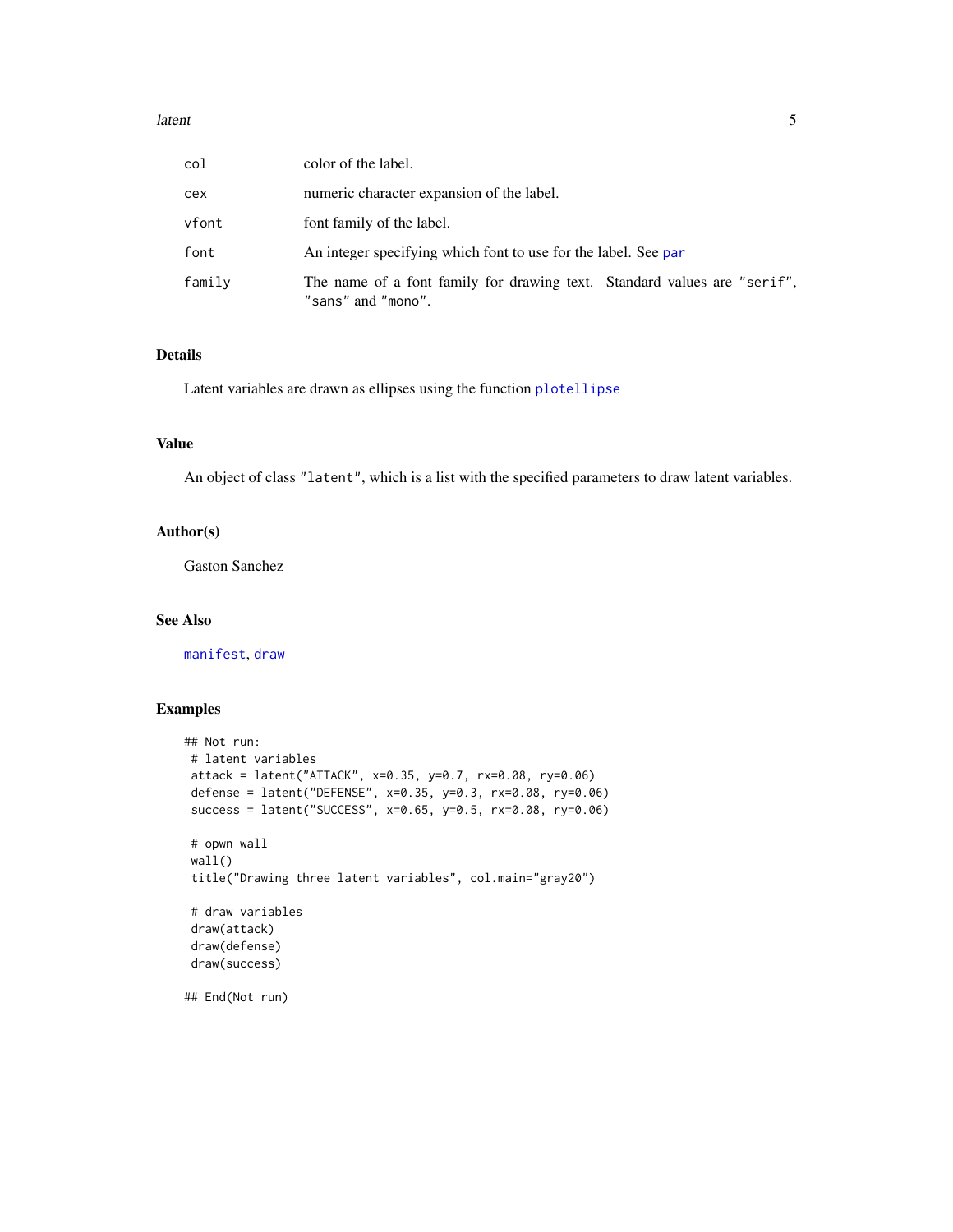| | |
|---|---|
| col | color of the label. |
| cex | numeric character expansion of the label. |
| vfont | font family of the label. |
| font | An integer specifying which font to use for the label. See par |
| family | The name of a font family for drawing text. Standard values are "serif", "sans" and "mono". |

## Details

Latent variables are drawn as ellipses using the function plotellipse

## Value

An object of class "latent", which is a list with the specified parameters to draw latent variables.

## Author(s)

Gaston Sanchez

## See Also

manifest, draw

## Examples

```
## Not run:
 # latent variables
 attack = latent("ATTACK", x=0.35, y=0.7, rx=0.08, ry=0.06)
 defense = latent("DEFENSE", x=0.35, y=0.3, rx=0.08, ry=0.06)
 success = latent("SUCCESS", x=0.65, y=0.5, rx=0.08, ry=0.06)

 # opwn wall
 wall()
 title("Drawing three latent variables", col.main="gray20")

 # draw variables
 draw(attack)
 draw(defense)
 draw(success)

## End(Not run)
```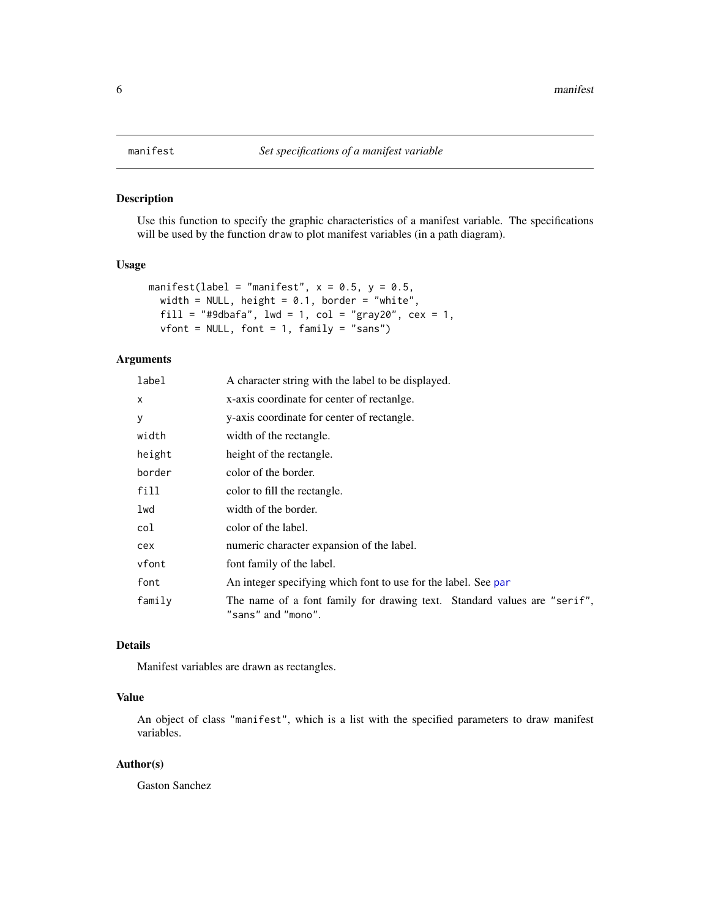## manifest — *Set specifications of a manifest variable*

### Description

Use this function to specify the graphic characteristics of a manifest variable. The specifications will be used by the function `draw` to plot manifest variables (in a path diagram).

### Usage

```
manifest(label = "manifest", x = 0.5, y = 0.5,
  width = NULL, height = 0.1, border = "white",
  fill = "#9dbafa", lwd = 1, col = "gray20", cex = 1,
  vfont = NULL, font = 1, family = "sans")
```

### Arguments

| | |
|---|---|
| `label` | A character string with the label to be displayed. |
| `x` | x-axis coordinate for center of rectanlge. |
| `y` | y-axis coordinate for center of rectangle. |
| `width` | width of the rectangle. |
| `height` | height of the rectangle. |
| `border` | color of the border. |
| `fill` | color to fill the rectangle. |
| `lwd` | width of the border. |
| `col` | color of the label. |
| `cex` | numeric character expansion of the label. |
| `vfont` | font family of the label. |
| `font` | An integer specifying which font to use for the label. See `par` |
| `family` | The name of a font family for drawing text. Standard values are `"serif"`, `"sans"` and `"mono"`. |

### Details

Manifest variables are drawn as rectangles.

### Value

An object of class `"manifest"`, which is a list with the specified parameters to draw manifest variables.

### Author(s)

Gaston Sanchez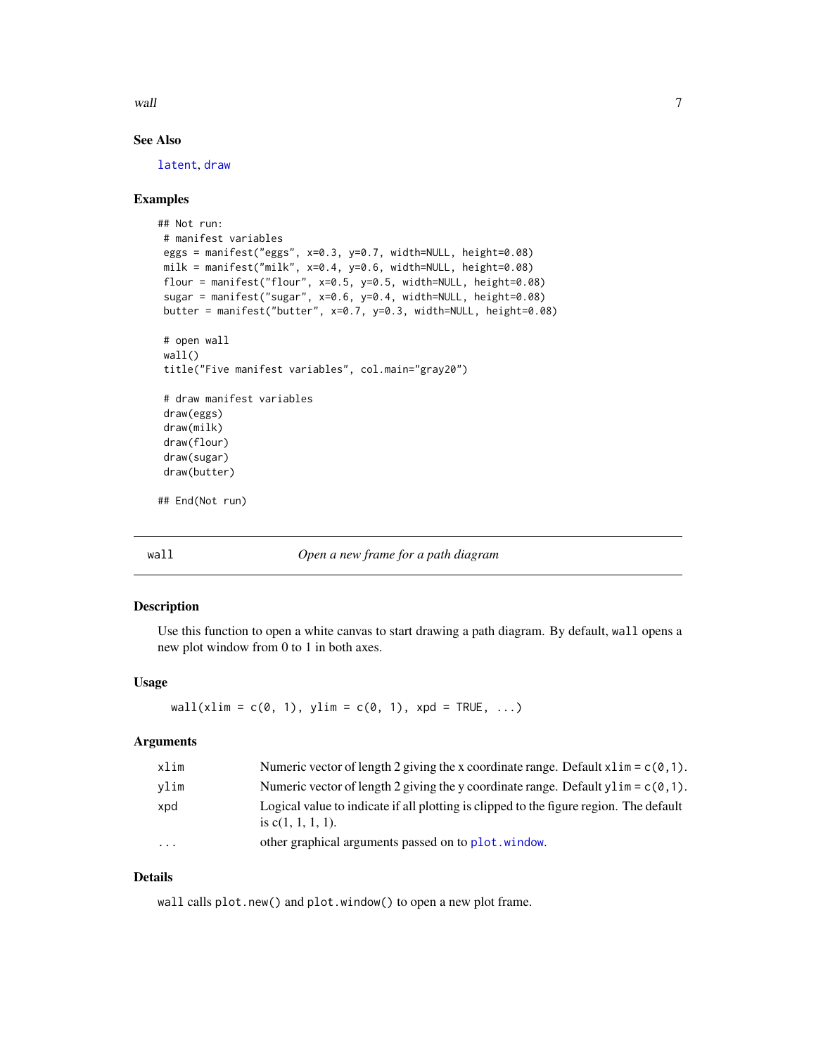### See Also

latent, draw

### Examples

```
## Not run:
 # manifest variables
 eggs = manifest("eggs", x=0.3, y=0.7, width=NULL, height=0.08)
 milk = manifest("milk", x=0.4, y=0.6, width=NULL, height=0.08)
 flour = manifest("flour", x=0.5, y=0.5, width=NULL, height=0.08)
 sugar = manifest("sugar", x=0.6, y=0.4, width=NULL, height=0.08)
 butter = manifest("butter", x=0.7, y=0.3, width=NULL, height=0.08)

 # open wall
 wall()
 title("Five manifest variables", col.main="gray20")

 # draw manifest variables
 draw(eggs)
 draw(milk)
 draw(flour)
 draw(sugar)
 draw(butter)

## End(Not run)
```

---

## wall &nbsp;&nbsp;&nbsp; *Open a new frame for a path diagram*

---

### Description

Use this function to open a white canvas to start drawing a path diagram. By default, `wall` opens a new plot window from 0 to 1 in both axes.

### Usage

```
wall(xlim = c(0, 1), ylim = c(0, 1), xpd = TRUE, ...)
```

### Arguments

| | |
|---|---|
| xlim | Numeric vector of length 2 giving the x coordinate range. Default `xlim = c(0,1)`. |
| ylim | Numeric vector of length 2 giving the y coordinate range. Default `ylim = c(0,1)`. |
| xpd | Logical value to indicate if all plotting is clipped to the figure region. The default is c(1, 1, 1, 1). |
| ... | other graphical arguments passed on to `plot.window`. |

### Details

`wall` calls `plot.new()` and `plot.window()` to open a new plot frame.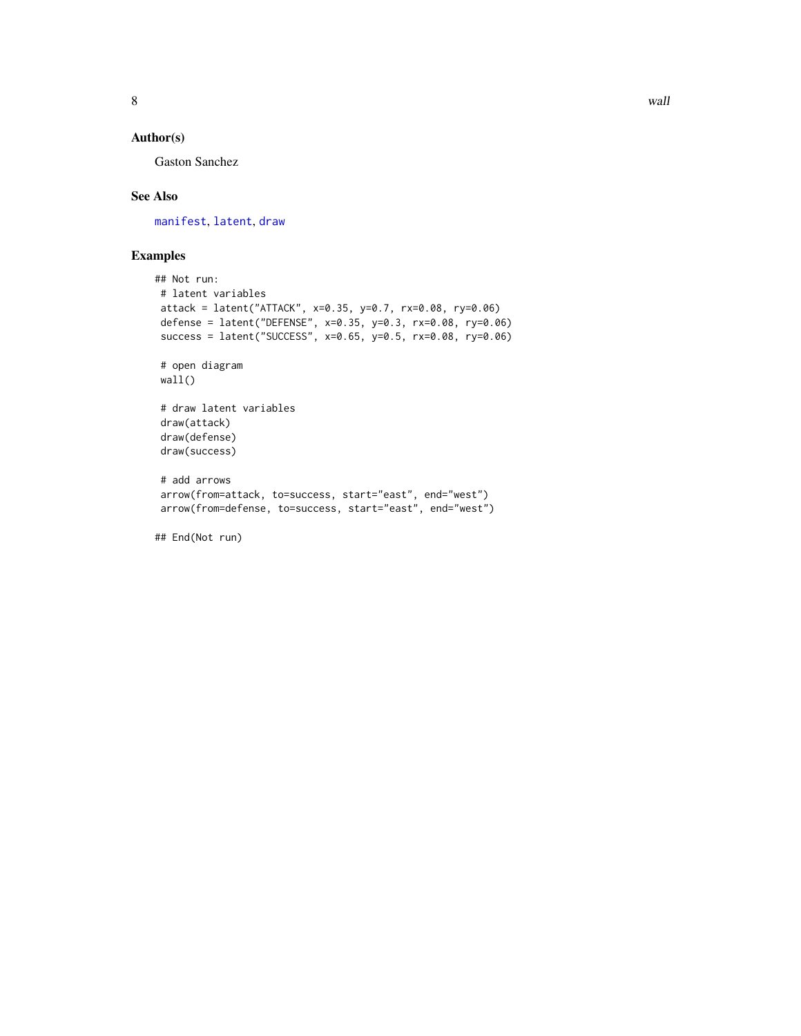## Author(s)

Gaston Sanchez

## See Also

manifest, latent, draw

## Examples

```
## Not run:
 # latent variables
 attack = latent("ATTACK", x=0.35, y=0.7, rx=0.08, ry=0.06)
 defense = latent("DEFENSE", x=0.35, y=0.3, rx=0.08, ry=0.06)
 success = latent("SUCCESS", x=0.65, y=0.5, rx=0.08, ry=0.06)

 # open diagram
 wall()

 # draw latent variables
 draw(attack)
 draw(defense)
 draw(success)

 # add arrows
 arrow(from=attack, to=success, start="east", end="west")
 arrow(from=defense, to=success, start="east", end="west")

## End(Not run)
```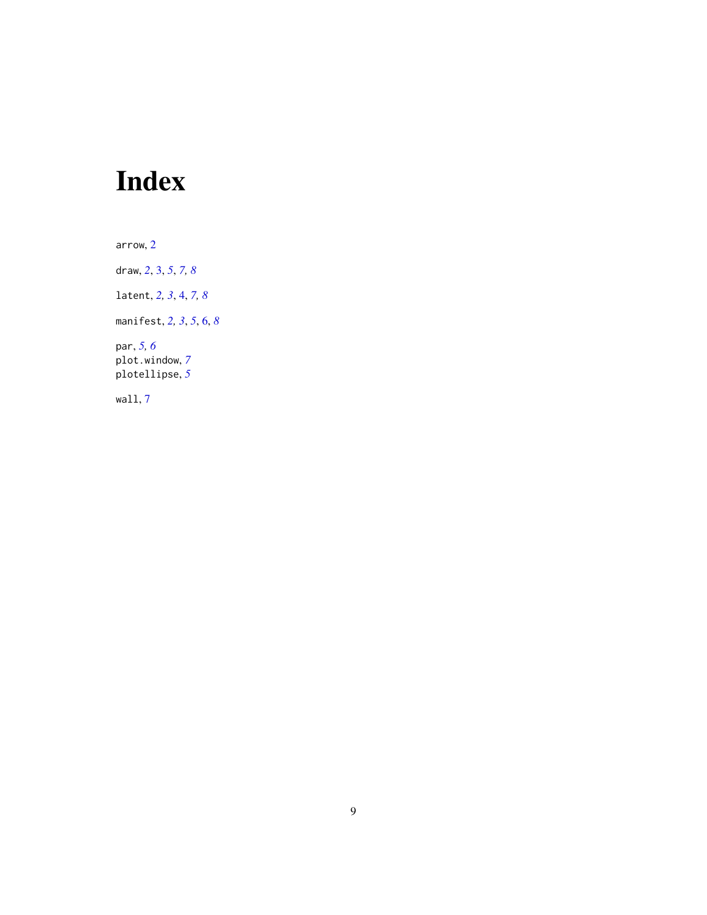# Index

`arrow`, 2

`draw`, *2*, 3, *5*, *7, 8*

`latent`, *2, 3*, 4, *7, 8*

`manifest`, *2, 3*, *5*, 6, *8*

`par`, *5, 6*
`plot.window`, *7*
`plotellipse`, *5*

`wall`, 7